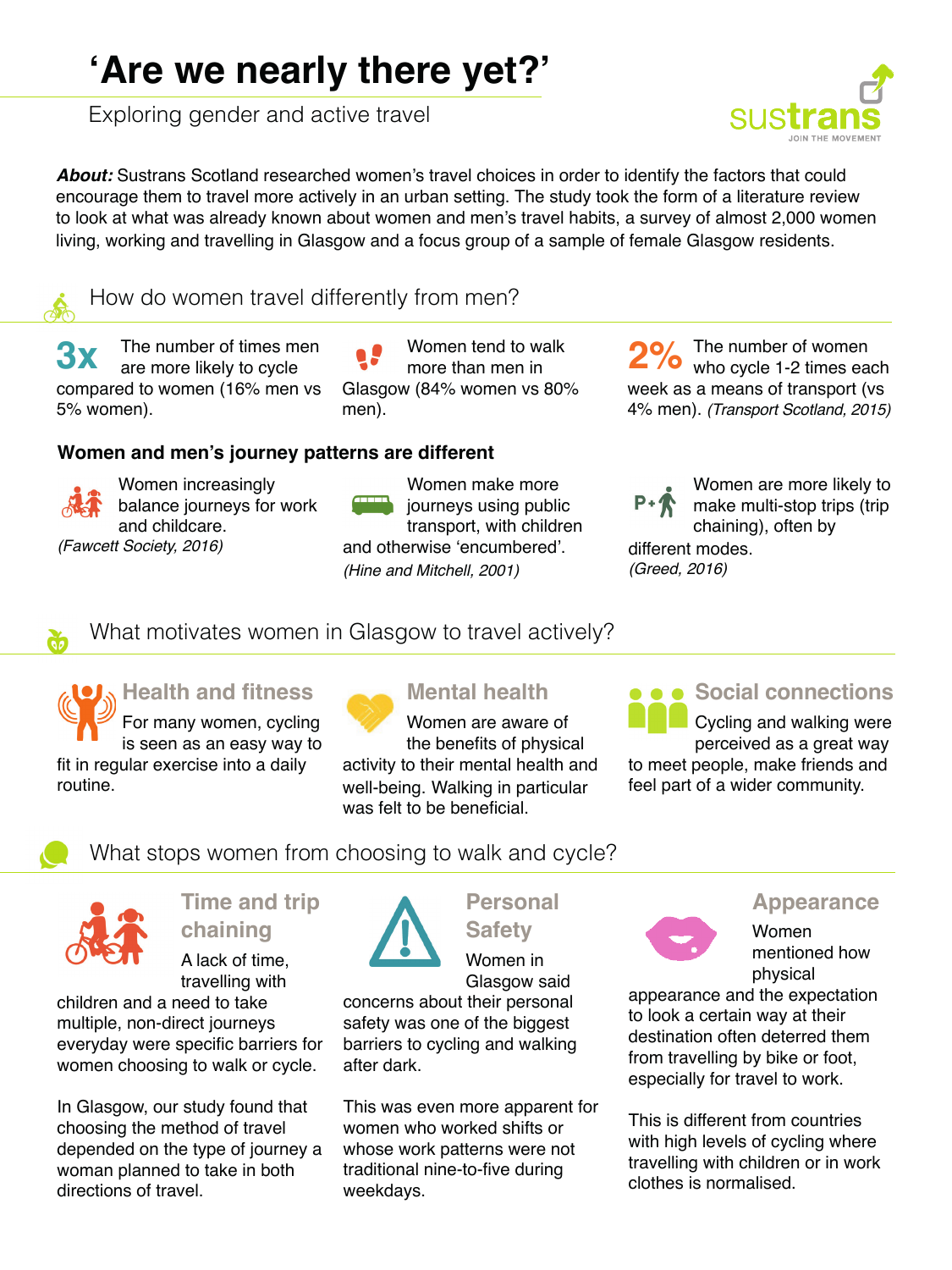# ‘Are we nearly there yet?’

Exploring gender and active travel

sustrans
JOIN THE MOVEMENT

***About:*** Sustrans Scotland researched women’s travel choices in order to identify the factors that could encourage them to travel more actively in an urban setting. The study took the form of a literature review to look at what was already known about women and men’s travel habits, a survey of almost 2,000 women living, working and travelling in Glasgow and a focus group of a sample of female Glasgow residents.

## How do women travel differently from men?

**3x** The number of times men are more likely to cycle compared to women (16% men vs 5% women).

Women tend to walk more than men in Glasgow (84% women vs 80% men).

**2%** The number of women who cycle 1-2 times each week as a means of transport (vs 4% men). *(Transport Scotland, 2015)*

### Women and men’s journey patterns are different

Women increasingly balance journeys for work and childcare.
*(Fawcett Society, 2016)*

Women make more journeys using public transport, with children and otherwise ‘encumbered’.
*(Hine and Mitchell, 2001)*

Women are more likely to make multi-stop trips (trip chaining), often by different modes.
*(Greed, 2016)*

## What motivates women in Glasgow to travel actively?

### Health and fitness

For many women, cycling is seen as an easy way to fit in regular exercise into a daily routine.

### Mental health

Women are aware of the benefits of physical activity to their mental health and well-being. Walking in particular was felt to be beneficial.

### Social connections

Cycling and walking were perceived as a great way to meet people, make friends and feel part of a wider community.

## What stops women from choosing to walk and cycle?

### Time and trip chaining

A lack of time, travelling with children and a need to take multiple, non-direct journeys everyday were specific barriers for women choosing to walk or cycle.

In Glasgow, our study found that choosing the method of travel depended on the type of journey a woman planned to take in both directions of travel.

### Personal Safety

Women in Glasgow said concerns about their personal safety was one of the biggest barriers to cycling and walking after dark.

This was even more apparent for women who worked shifts or whose work patterns were not traditional nine-to-five during weekdays.

### Appearance

Women mentioned how physical appearance and the expectation to look a certain way at their destination often deterred them from travelling by bike or foot, especially for travel to work.

This is different from countries with high levels of cycling where travelling with children or in work clothes is normalised.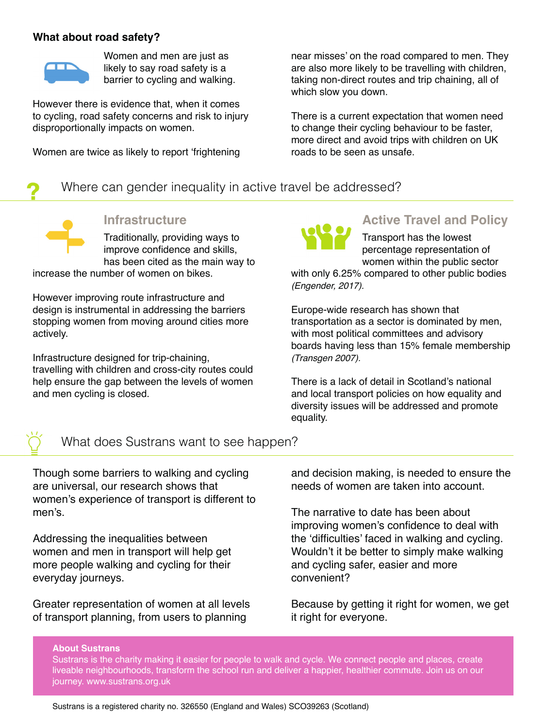### What about road safety?

Women and men are just as likely to say road safety is a barrier to cycling and walking.

However there is evidence that, when it comes to cycling, road safety concerns and risk to injury disproportionally impacts on women.

Women are twice as likely to report 'frightening near misses' on the road compared to men. They are also more likely to be travelling with children, taking non-direct routes and trip chaining, all of which slow you down.

There is a current expectation that women need to change their cycling behaviour to be faster, more direct and avoid trips with children on UK roads to be seen as unsafe.

## Where can gender inequality in active travel be addressed?

### Infrastructure

Traditionally, providing ways to improve confidence and skills, has been cited as the main way to increase the number of women on bikes.

However improving route infrastructure and design is instrumental in addressing the barriers stopping women from moving around cities more actively.

Infrastructure designed for trip-chaining, travelling with children and cross-city routes could help ensure the gap between the levels of women and men cycling is closed.

### Active Travel and Policy

Transport has the lowest percentage representation of women within the public sector with only 6.25% compared to other public bodies *(Engender, 2017).*

Europe-wide research has shown that transportation as a sector is dominated by men, with most political committees and advisory boards having less than 15% female membership *(Transgen 2007).*

There is a lack of detail in Scotland's national and local transport policies on how equality and diversity issues will be addressed and promote equality.

## What does Sustrans want to see happen?

Though some barriers to walking and cycling are universal, our research shows that women's experience of transport is different to men's.

Addressing the inequalities between women and men in transport will help get more people walking and cycling for their everyday journeys.

Greater representation of women at all levels of transport planning, from users to planning and decision making, is needed to ensure the needs of women are taken into account.

The narrative to date has been about improving women's confidence to deal with the 'difficulties' faced in walking and cycling. Wouldn't it be better to simply make walking and cycling safer, easier and more convenient?

Because by getting it right for women, we get it right for everyone.

**About Sustrans**
Sustrans is the charity making it easier for people to walk and cycle. We connect people and places, create liveable neighbourhoods, transform the school run and deliver a happier, healthier commute. Join us on our journey. www.sustrans.org.uk

Sustrans is a registered charity no. 326550 (England and Wales) SCO39263 (Scotland)